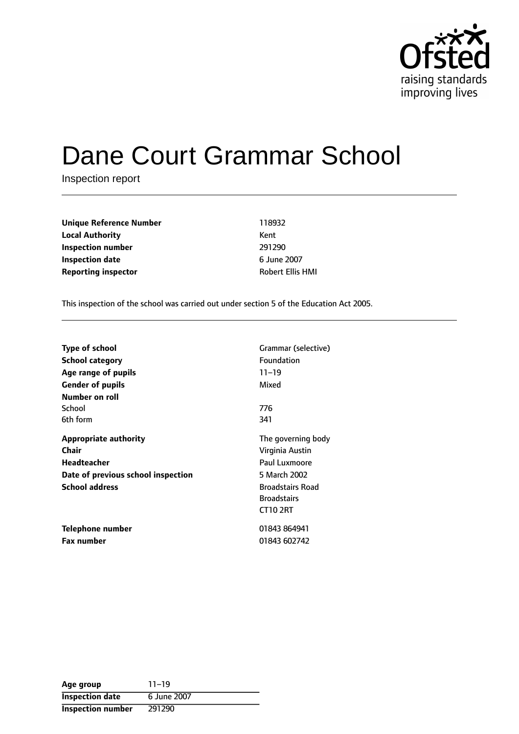# Dane Court Grammar School

Inspection report

| | |
|---|---|
| **Unique Reference Number** | 118932 |
| **Local Authority** | Kent |
| **Inspection number** | 291290 |
| **Inspection date** | 6 June 2007 |
| **Reporting inspector** | Robert Ellis HMI |

This inspection of the school was carried out under section 5 of the Education Act 2005.

| | |
|---|---|
| **Type of school** | Grammar (selective) |
| **School category** | Foundation |
| **Age range of pupils** | 11–19 |
| **Gender of pupils** | Mixed |
| **Number on roll** | |
| School | 776 |
| 6th form | 341 |
| **Appropriate authority** | The governing body |
| **Chair** | Virginia Austin |
| **Headteacher** | Paul Luxmoore |
| **Date of previous school inspection** | 5 March 2002 |
| **School address** | Broadstairs Road<br>Broadstairs<br>CT10 2RT |
| **Telephone number** | 01843 864941 |
| **Fax number** | 01843 602742 |

| | |
|---|---|
| **Age group** | 11–19 |
| **Inspection date** | 6 June 2007 |
| **Inspection number** | 291290 |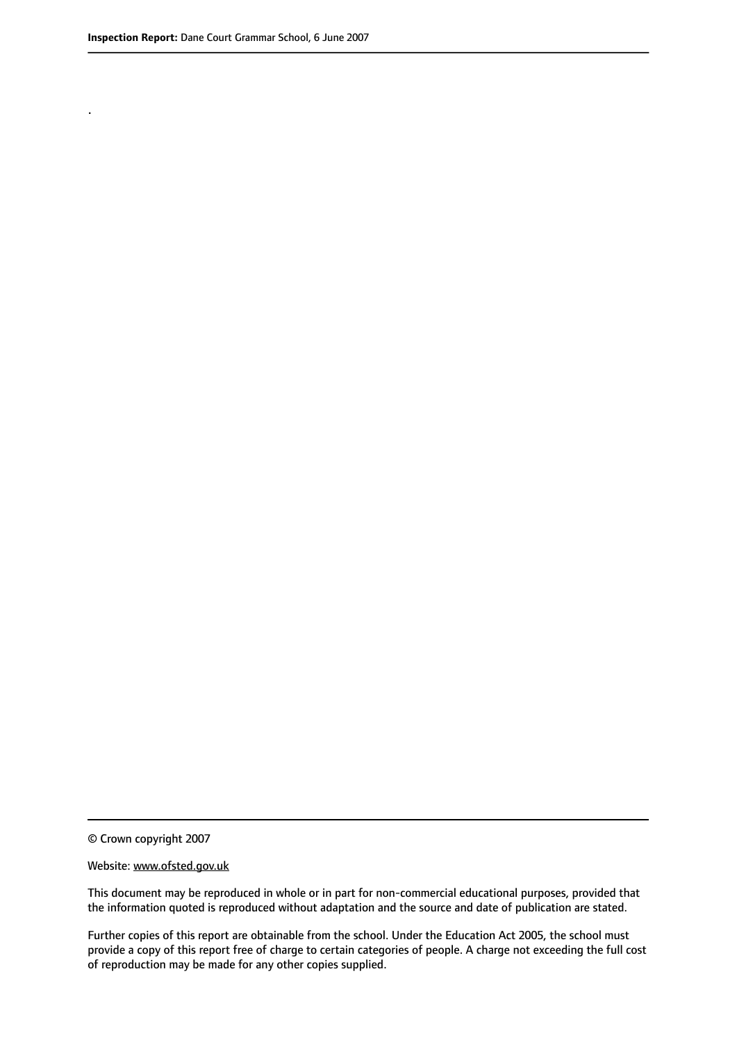.

© Crown copyright 2007

Website: www.ofsted.gov.uk

This document may be reproduced in whole or in part for non-commercial educational purposes, provided that the information quoted is reproduced without adaptation and the source and date of publication are stated.

Further copies of this report are obtainable from the school. Under the Education Act 2005, the school must provide a copy of this report free of charge to certain categories of people. A charge not exceeding the full cost of reproduction may be made for any other copies supplied.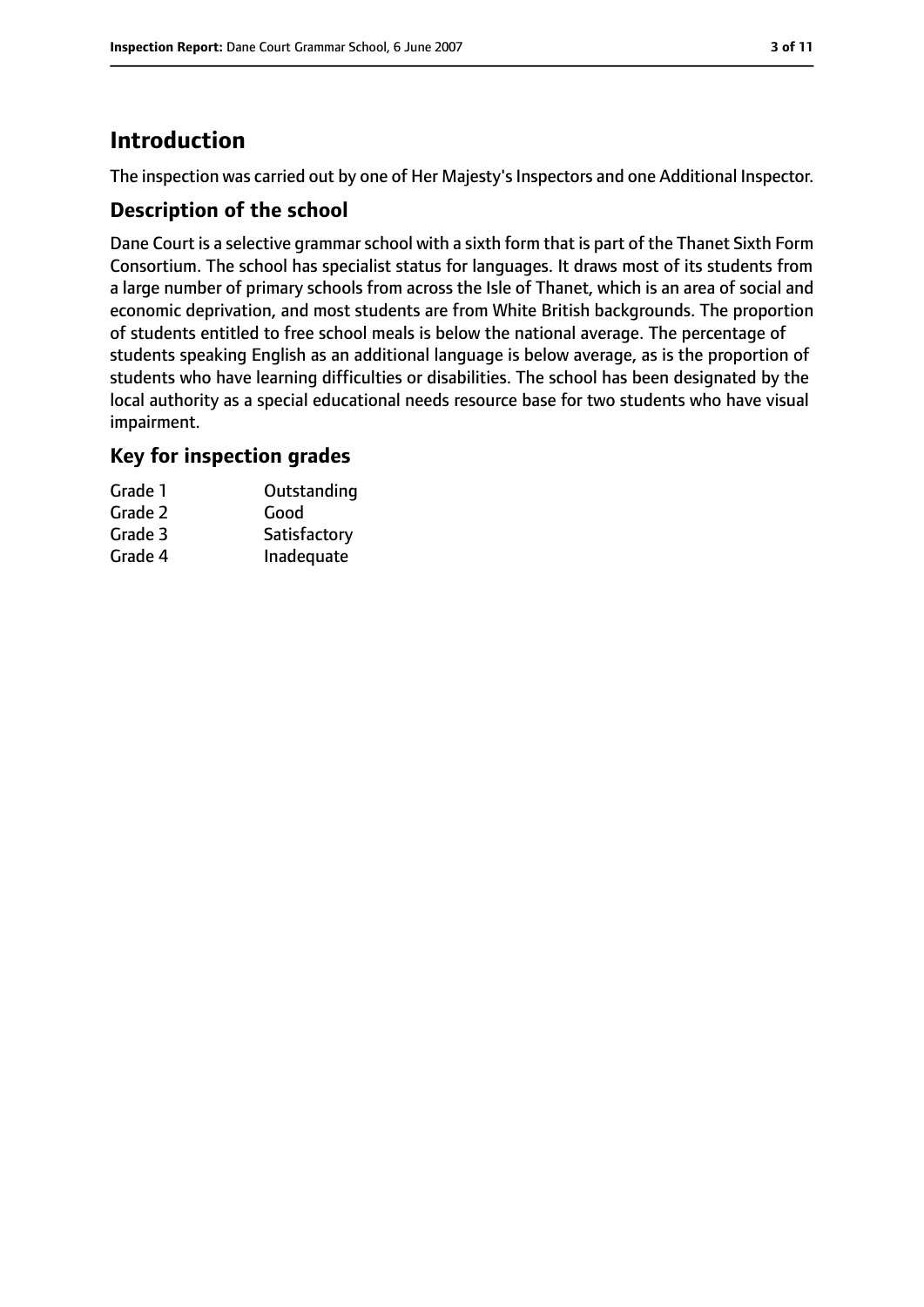# Introduction

The inspection was carried out by one of Her Majesty's Inspectors and one Additional Inspector.

## Description of the school

Dane Court is a selective grammar school with a sixth form that is part of the Thanet Sixth Form Consortium. The school has specialist status for languages. It draws most of its students from a large number of primary schools from across the Isle of Thanet, which is an area of social and economic deprivation, and most students are from White British backgrounds. The proportion of students entitled to free school meals is below the national average. The percentage of students speaking English as an additional language is below average, as is the proportion of students who have learning difficulties or disabilities. The school has been designated by the local authority as a special educational needs resource base for two students who have visual impairment.

## Key for inspection grades

| | |
|---|---|
| Grade 1 | Outstanding |
| Grade 2 | Good |
| Grade 3 | Satisfactory |
| Grade 4 | Inadequate |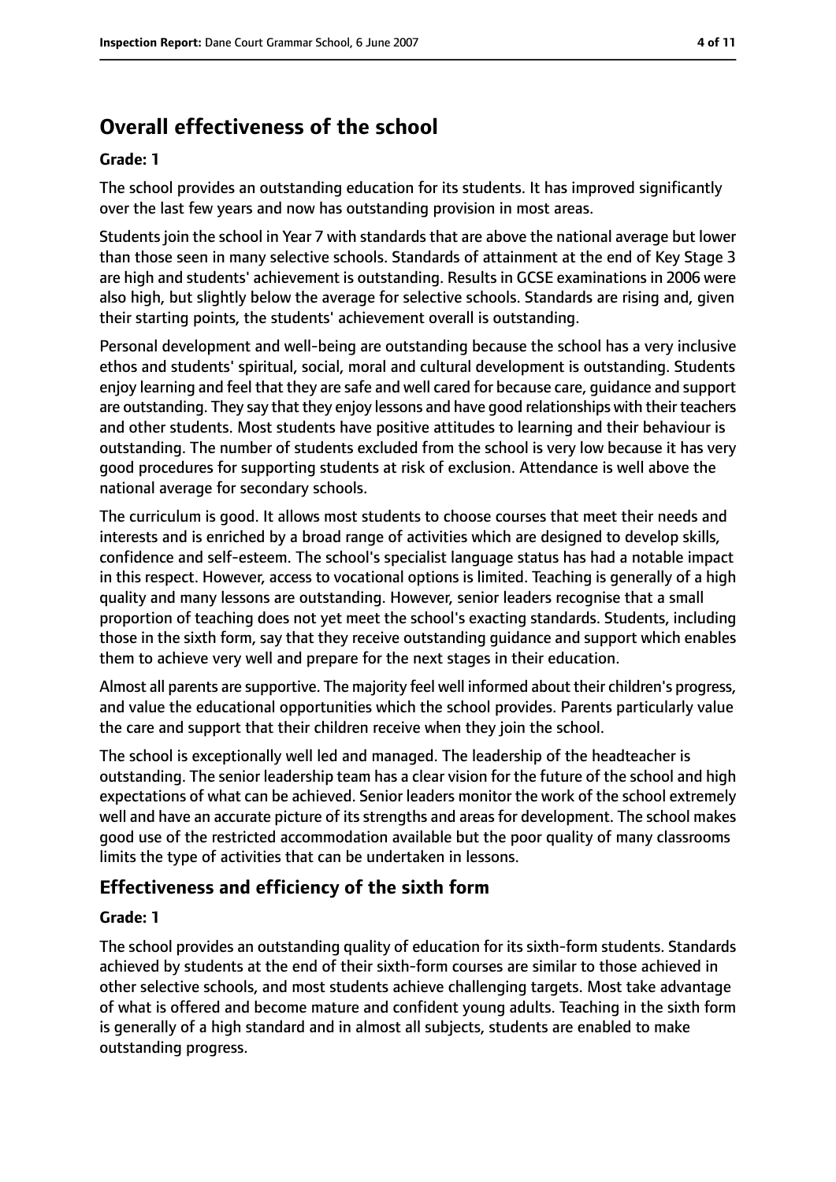## Overall effectiveness of the school

**Grade: 1**

The school provides an outstanding education for its students. It has improved significantly over the last few years and now has outstanding provision in most areas.

Students join the school in Year 7 with standards that are above the national average but lower than those seen in many selective schools. Standards of attainment at the end of Key Stage 3 are high and students' achievement is outstanding. Results in GCSE examinations in 2006 were also high, but slightly below the average for selective schools. Standards are rising and, given their starting points, the students' achievement overall is outstanding.

Personal development and well-being are outstanding because the school has a very inclusive ethos and students' spiritual, social, moral and cultural development is outstanding. Students enjoy learning and feel that they are safe and well cared for because care, guidance and support are outstanding. They say that they enjoy lessons and have good relationships with their teachers and other students. Most students have positive attitudes to learning and their behaviour is outstanding. The number of students excluded from the school is very low because it has very good procedures for supporting students at risk of exclusion. Attendance is well above the national average for secondary schools.

The curriculum is good. It allows most students to choose courses that meet their needs and interests and is enriched by a broad range of activities which are designed to develop skills, confidence and self-esteem. The school's specialist language status has had a notable impact in this respect. However, access to vocational options is limited. Teaching is generally of a high quality and many lessons are outstanding. However, senior leaders recognise that a small proportion of teaching does not yet meet the school's exacting standards. Students, including those in the sixth form, say that they receive outstanding guidance and support which enables them to achieve very well and prepare for the next stages in their education.

Almost all parents are supportive. The majority feel well informed about their children's progress, and value the educational opportunities which the school provides. Parents particularly value the care and support that their children receive when they join the school.

The school is exceptionally well led and managed. The leadership of the headteacher is outstanding. The senior leadership team has a clear vision for the future of the school and high expectations of what can be achieved. Senior leaders monitor the work of the school extremely well and have an accurate picture of its strengths and areas for development. The school makes good use of the restricted accommodation available but the poor quality of many classrooms limits the type of activities that can be undertaken in lessons.

## Effectiveness and efficiency of the sixth form

**Grade: 1**

The school provides an outstanding quality of education for its sixth-form students. Standards achieved by students at the end of their sixth-form courses are similar to those achieved in other selective schools, and most students achieve challenging targets. Most take advantage of what is offered and become mature and confident young adults. Teaching in the sixth form is generally of a high standard and in almost all subjects, students are enabled to make outstanding progress.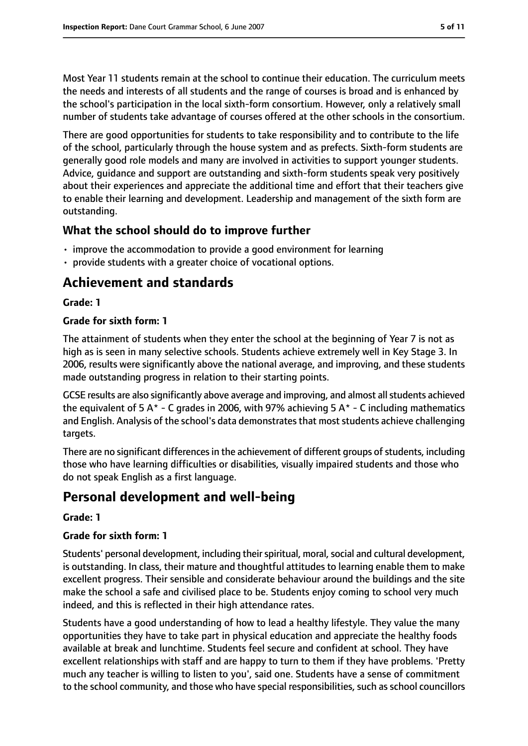Most Year 11 students remain at the school to continue their education. The curriculum meets the needs and interests of all students and the range of courses is broad and is enhanced by the school's participation in the local sixth-form consortium. However, only a relatively small number of students take advantage of courses offered at the other schools in the consortium.

There are good opportunities for students to take responsibility and to contribute to the life of the school, particularly through the house system and as prefects. Sixth-form students are generally good role models and many are involved in activities to support younger students. Advice, guidance and support are outstanding and sixth-form students speak very positively about their experiences and appreciate the additional time and effort that their teachers give to enable their learning and development. Leadership and management of the sixth form are outstanding.

### What the school should do to improve further

- improve the accommodation to provide a good environment for learning
- provide students with a greater choice of vocational options.

## Achievement and standards

**Grade: 1**

**Grade for sixth form: 1**

The attainment of students when they enter the school at the beginning of Year 7 is not as high as is seen in many selective schools. Students achieve extremely well in Key Stage 3. In 2006, results were significantly above the national average, and improving, and these students made outstanding progress in relation to their starting points.

GCSE results are also significantly above average and improving, and almost all students achieved the equivalent of 5 A* - C grades in 2006, with 97% achieving 5 A* - C including mathematics and English. Analysis of the school's data demonstrates that most students achieve challenging targets.

There are no significant differences in the achievement of different groups of students, including those who have learning difficulties or disabilities, visually impaired students and those who do not speak English as a first language.

## Personal development and well-being

**Grade: 1**

**Grade for sixth form: 1**

Students' personal development, including their spiritual, moral, social and cultural development, is outstanding. In class, their mature and thoughtful attitudes to learning enable them to make excellent progress. Their sensible and considerate behaviour around the buildings and the site make the school a safe and civilised place to be. Students enjoy coming to school very much indeed, and this is reflected in their high attendance rates.

Students have a good understanding of how to lead a healthy lifestyle. They value the many opportunities they have to take part in physical education and appreciate the healthy foods available at break and lunchtime. Students feel secure and confident at school. They have excellent relationships with staff and are happy to turn to them if they have problems. 'Pretty much any teacher is willing to listen to you', said one. Students have a sense of commitment to the school community, and those who have special responsibilities, such as school councillors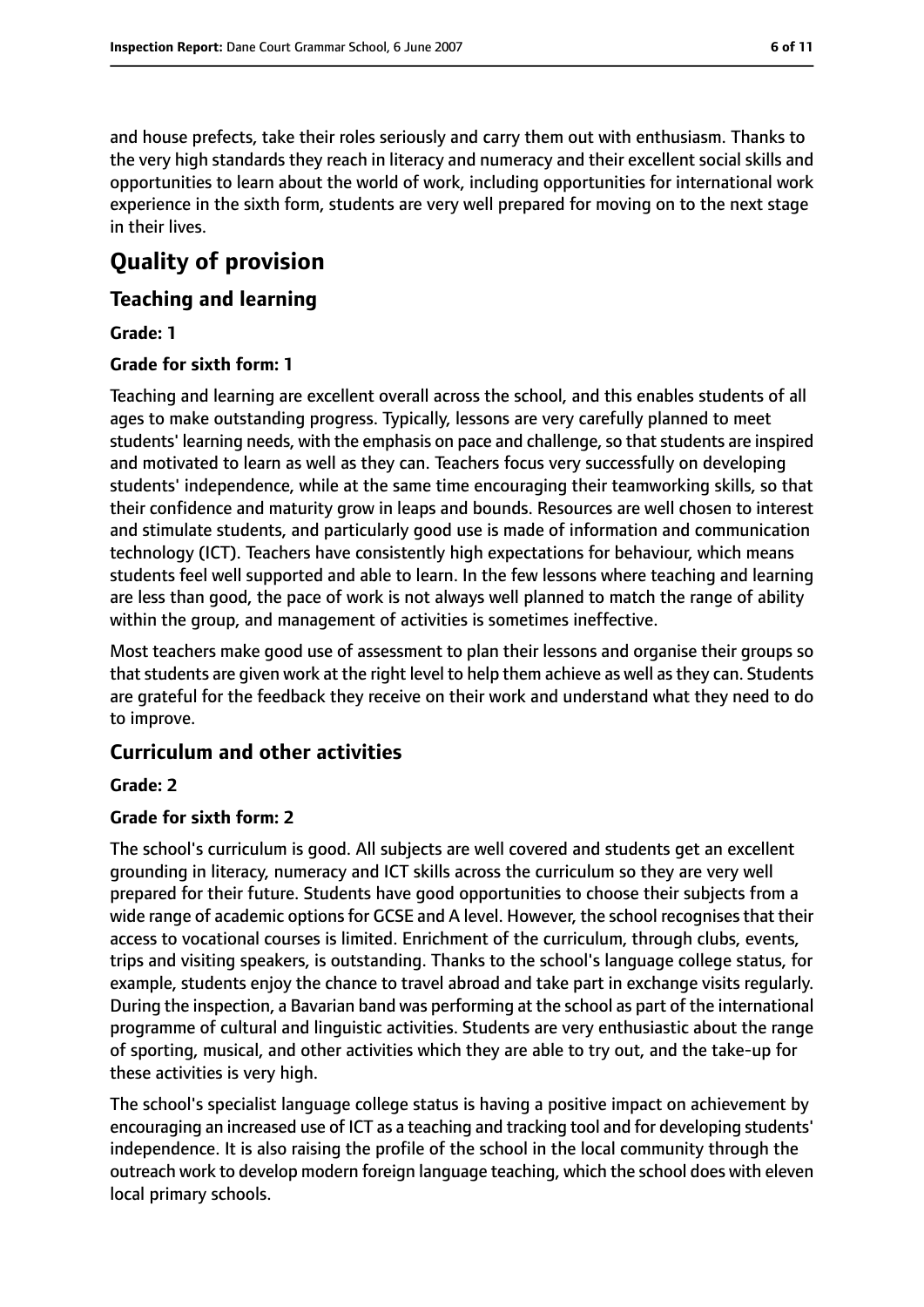and house prefects, take their roles seriously and carry them out with enthusiasm. Thanks to the very high standards they reach in literacy and numeracy and their excellent social skills and opportunities to learn about the world of work, including opportunities for international work experience in the sixth form, students are very well prepared for moving on to the next stage in their lives.

# Quality of provision

## Teaching and learning

**Grade: 1**

**Grade for sixth form: 1**

Teaching and learning are excellent overall across the school, and this enables students of all ages to make outstanding progress. Typically, lessons are very carefully planned to meet students' learning needs, with the emphasis on pace and challenge, so that students are inspired and motivated to learn as well as they can. Teachers focus very successfully on developing students' independence, while at the same time encouraging their teamworking skills, so that their confidence and maturity grow in leaps and bounds. Resources are well chosen to interest and stimulate students, and particularly good use is made of information and communication technology (ICT). Teachers have consistently high expectations for behaviour, which means students feel well supported and able to learn. In the few lessons where teaching and learning are less than good, the pace of work is not always well planned to match the range of ability within the group, and management of activities is sometimes ineffective.

Most teachers make good use of assessment to plan their lessons and organise their groups so that students are given work at the right level to help them achieve as well as they can. Students are grateful for the feedback they receive on their work and understand what they need to do to improve.

## Curriculum and other activities

**Grade: 2**

**Grade for sixth form: 2**

The school's curriculum is good. All subjects are well covered and students get an excellent grounding in literacy, numeracy and ICT skills across the curriculum so they are very well prepared for their future. Students have good opportunities to choose their subjects from a wide range of academic options for GCSE and A level. However, the school recognises that their access to vocational courses is limited. Enrichment of the curriculum, through clubs, events, trips and visiting speakers, is outstanding. Thanks to the school's language college status, for example, students enjoy the chance to travel abroad and take part in exchange visits regularly. During the inspection, a Bavarian band was performing at the school as part of the international programme of cultural and linguistic activities. Students are very enthusiastic about the range of sporting, musical, and other activities which they are able to try out, and the take-up for these activities is very high.

The school's specialist language college status is having a positive impact on achievement by encouraging an increased use of ICT as a teaching and tracking tool and for developing students' independence. It is also raising the profile of the school in the local community through the outreach work to develop modern foreign language teaching, which the school does with eleven local primary schools.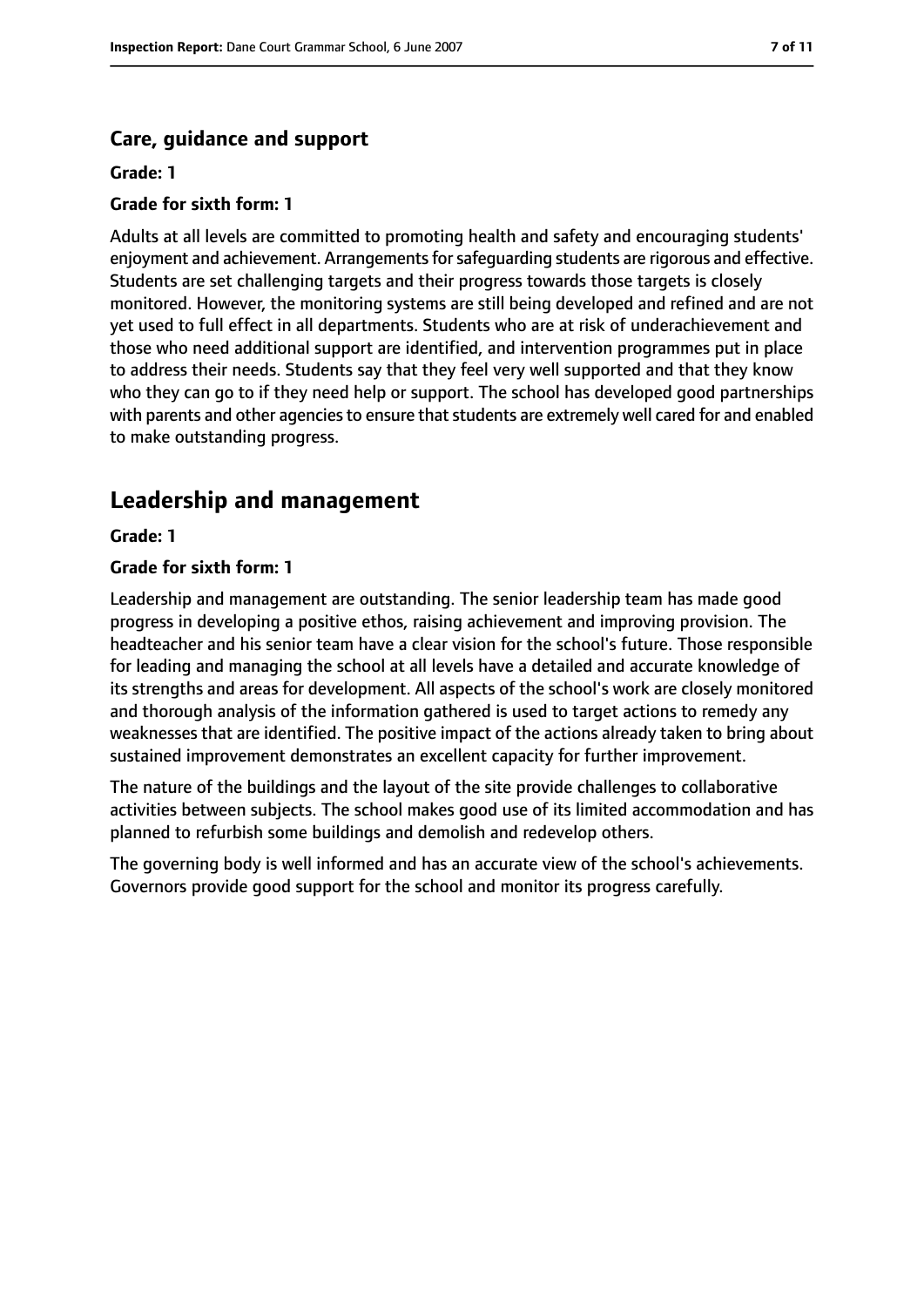### Care, guidance and support

**Grade: 1**

**Grade for sixth form: 1**

Adults at all levels are committed to promoting health and safety and encouraging students' enjoyment and achievement. Arrangements for safeguarding students are rigorous and effective. Students are set challenging targets and their progress towards those targets is closely monitored. However, the monitoring systems are still being developed and refined and are not yet used to full effect in all departments. Students who are at risk of underachievement and those who need additional support are identified, and intervention programmes put in place to address their needs. Students say that they feel very well supported and that they know who they can go to if they need help or support. The school has developed good partnerships with parents and other agencies to ensure that students are extremely well cared for and enabled to make outstanding progress.

## Leadership and management

**Grade: 1**

**Grade for sixth form: 1**

Leadership and management are outstanding. The senior leadership team has made good progress in developing a positive ethos, raising achievement and improving provision. The headteacher and his senior team have a clear vision for the school's future. Those responsible for leading and managing the school at all levels have a detailed and accurate knowledge of its strengths and areas for development. All aspects of the school's work are closely monitored and thorough analysis of the information gathered is used to target actions to remedy any weaknesses that are identified. The positive impact of the actions already taken to bring about sustained improvement demonstrates an excellent capacity for further improvement.

The nature of the buildings and the layout of the site provide challenges to collaborative activities between subjects. The school makes good use of its limited accommodation and has planned to refurbish some buildings and demolish and redevelop others.

The governing body is well informed and has an accurate view of the school's achievements. Governors provide good support for the school and monitor its progress carefully.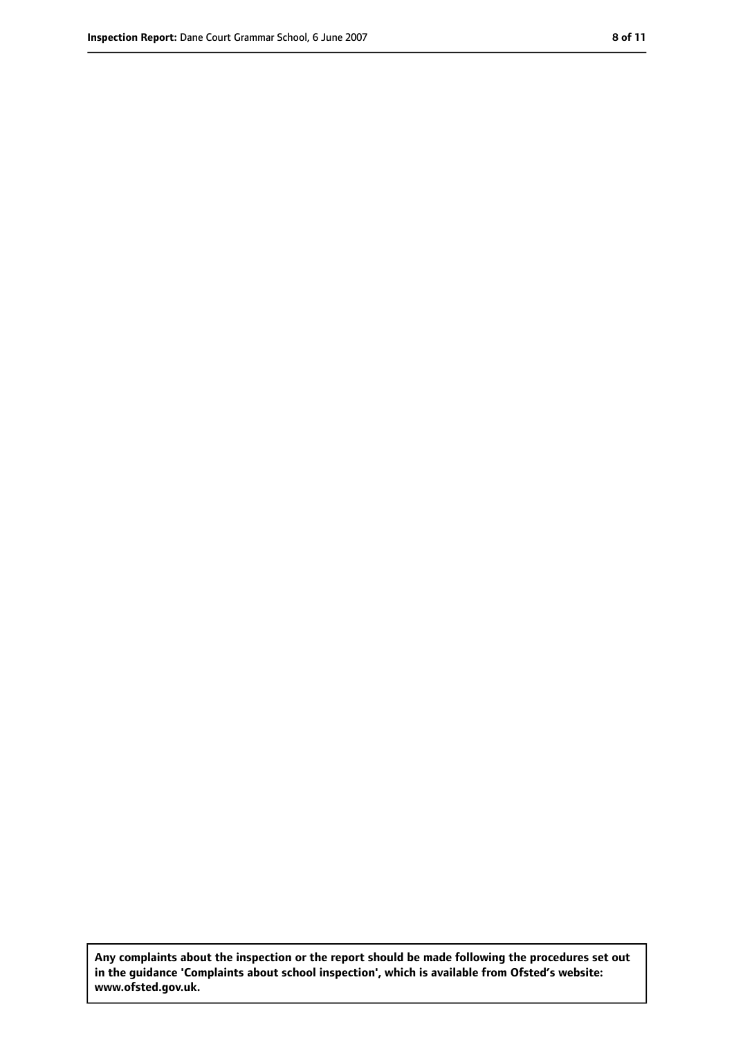**Any complaints about the inspection or the report should be made following the procedures set out in the guidance 'Complaints about school inspection', which is available from Ofsted's website: www.ofsted.gov.uk.**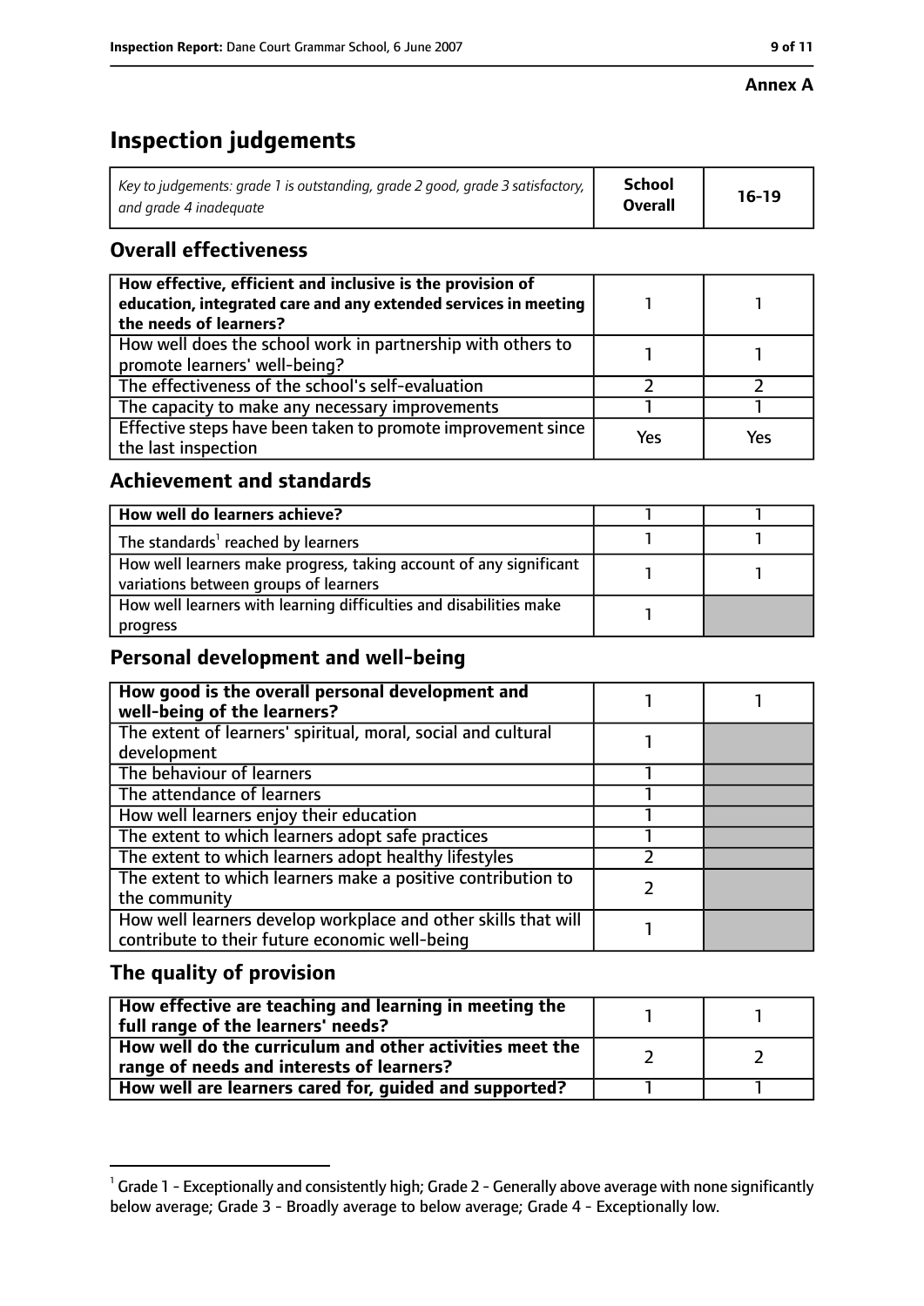**Annex A**

# Inspection judgements

| *Key to judgements: grade 1 is outstanding, grade 2 good, grade 3 satisfactory, and grade 4 inadequate* | **School Overall** | **16-19** |
|---|---|---|

## Overall effectiveness

| | | |
|---|---|---|
| **How effective, efficient and inclusive is the provision of education, integrated care and any extended services in meeting the needs of learners?** | 1 | 1 |
| How well does the school work in partnership with others to promote learners' well-being? | 1 | 1 |
| The effectiveness of the school's self-evaluation | 2 | 2 |
| The capacity to make any necessary improvements | 1 | 1 |
| Effective steps have been taken to promote improvement since the last inspection | Yes | Yes |

## Achievement and standards

| | | |
|---|---|---|
| **How well do learners achieve?** | 1 | 1 |
| The standards[1] reached by learners | 1 | 1 |
| How well learners make progress, taking account of any significant variations between groups of learners | 1 | 1 |
| How well learners with learning difficulties and disabilities make progress | 1 | |

## Personal development and well-being

| | | |
|---|---|---|
| **How good is the overall personal development and well-being of the learners?** | 1 | 1 |
| The extent of learners' spiritual, moral, social and cultural development | 1 | |
| The behaviour of learners | 1 | |
| The attendance of learners | 1 | |
| How well learners enjoy their education | 1 | |
| The extent to which learners adopt safe practices | 1 | |
| The extent to which learners adopt healthy lifestyles | 2 | |
| The extent to which learners make a positive contribution to the community | 2 | |
| How well learners develop workplace and other skills that will contribute to their future economic well-being | 1 | |

## The quality of provision

| | | |
|---|---|---|
| **How effective are teaching and learning in meeting the full range of the learners' needs?** | 1 | 1 |
| **How well do the curriculum and other activities meet the range of needs and interests of learners?** | 2 | 2 |
| **How well are learners cared for, guided and supported?** | 1 | 1 |

[1] Grade 1 - Exceptionally and consistently high; Grade 2 - Generally above average with none significantly below average; Grade 3 - Broadly average to below average; Grade 4 - Exceptionally low.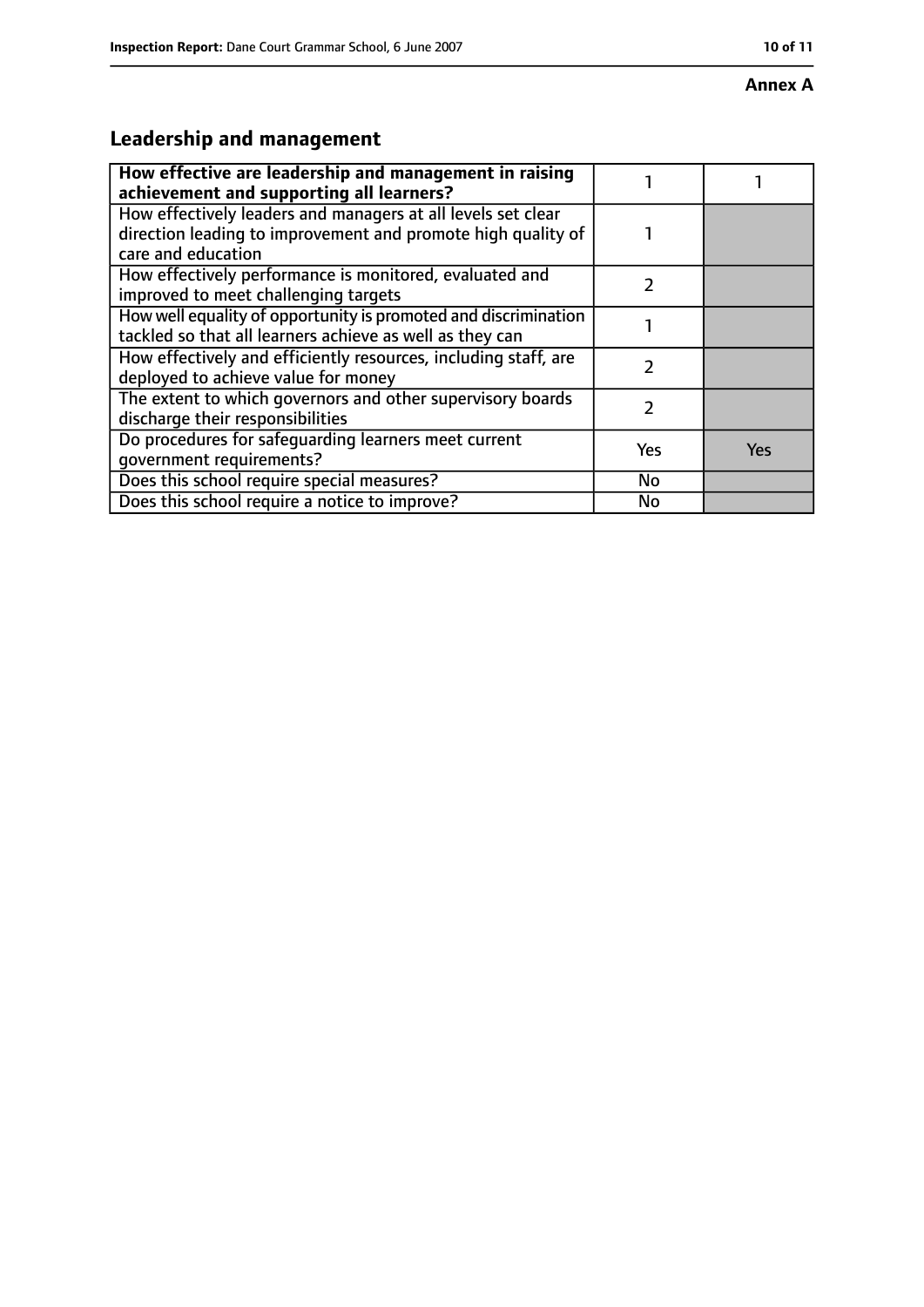**Annex A**

## Leadership and management

| **How effective are leadership and management in raising achievement and supporting all learners?** | 1 | 1 |
|---|---|---|
| How effectively leaders and managers at all levels set clear direction leading to improvement and promote high quality of care and education | 1 | |
| How effectively performance is monitored, evaluated and improved to meet challenging targets | 2 | |
| How well equality of opportunity is promoted and discrimination tackled so that all learners achieve as well as they can | 1 | |
| How effectively and efficiently resources, including staff, are deployed to achieve value for money | 2 | |
| The extent to which governors and other supervisory boards discharge their responsibilities | 2 | |
| Do procedures for safeguarding learners meet current government requirements? | Yes | Yes |
| Does this school require special measures? | No | |
| Does this school require a notice to improve? | No | |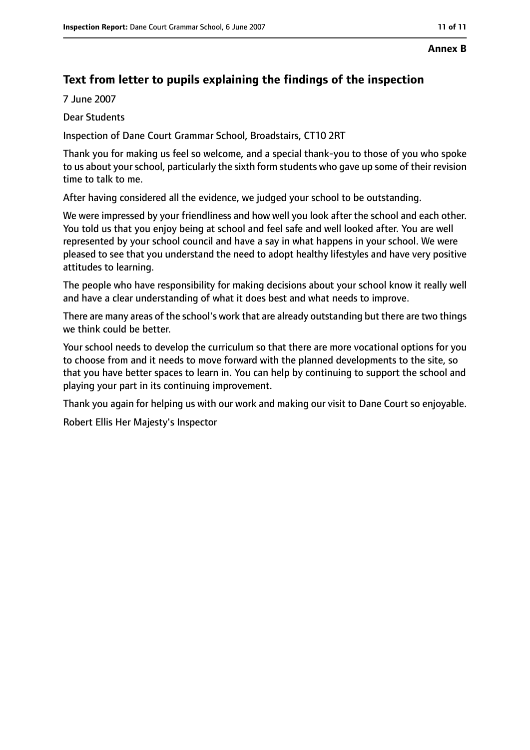**Annex B**

## Text from letter to pupils explaining the findings of the inspection

7 June 2007

Dear Students

Inspection of Dane Court Grammar School, Broadstairs, CT10 2RT

Thank you for making us feel so welcome, and a special thank-you to those of you who spoke to us about your school, particularly the sixth form students who gave up some of their revision time to talk to me.

After having considered all the evidence, we judged your school to be outstanding.

We were impressed by your friendliness and how well you look after the school and each other. You told us that you enjoy being at school and feel safe and well looked after. You are well represented by your school council and have a say in what happens in your school. We were pleased to see that you understand the need to adopt healthy lifestyles and have very positive attitudes to learning.

The people who have responsibility for making decisions about your school know it really well and have a clear understanding of what it does best and what needs to improve.

There are many areas of the school's work that are already outstanding but there are two things we think could be better.

Your school needs to develop the curriculum so that there are more vocational options for you to choose from and it needs to move forward with the planned developments to the site, so that you have better spaces to learn in. You can help by continuing to support the school and playing your part in its continuing improvement.

Thank you again for helping us with our work and making our visit to Dane Court so enjoyable.

Robert Ellis Her Majesty's Inspector